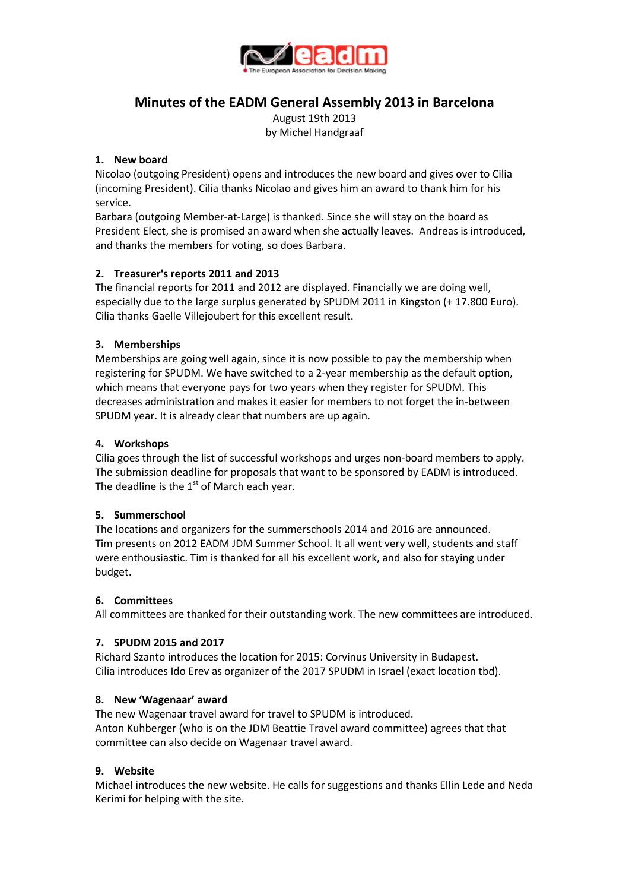# Minutes of the EADM General Assembly 2013 in Barcelona

August 19th 2013
by Michel Handgraaf

## 1. New board

Nicolao (outgoing President) opens and introduces the new board and gives over to Cilia (incoming President). Cilia thanks Nicolao and gives him an award to thank him for his service.

Barbara (outgoing Member-at-Large) is thanked. Since she will stay on the board as President Elect, she is promised an award when she actually leaves. Andreas is introduced, and thanks the members for voting, so does Barbara.

## 2. Treasurer's reports 2011 and 2013

The financial reports for 2011 and 2012 are displayed. Financially we are doing well, especially due to the large surplus generated by SPUDM 2011 in Kingston (+ 17.800 Euro). Cilia thanks Gaelle Villejoubert for this excellent result.

## 3. Memberships

Memberships are going well again, since it is now possible to pay the membership when registering for SPUDM. We have switched to a 2-year membership as the default option, which means that everyone pays for two years when they register for SPUDM. This decreases administration and makes it easier for members to not forget the in-between SPUDM year. It is already clear that numbers are up again.

## 4. Workshops

Cilia goes through the list of successful workshops and urges non-board members to apply. The submission deadline for proposals that want to be sponsored by EADM is introduced. The deadline is the 1st of March each year.

## 5. Summerschool

The locations and organizers for the summerschools 2014 and 2016 are announced.
Tim presents on 2012 EADM JDM Summer School. It all went very well, students and staff were enthousiastic. Tim is thanked for all his excellent work, and also for staying under budget.

## 6. Committees

All committees are thanked for their outstanding work. The new committees are introduced.

## 7. SPUDM 2015 and 2017

Richard Szanto introduces the location for 2015: Corvinus University in Budapest.
Cilia introduces Ido Erev as organizer of the 2017 SPUDM in Israel (exact location tbd).

## 8. New 'Wagenaar' award

The new Wagenaar travel award for travel to SPUDM is introduced.
Anton Kuhberger (who is on the JDM Beattie Travel award committee) agrees that that committee can also decide on Wagenaar travel award.

## 9. Website

Michael introduces the new website. He calls for suggestions and thanks Ellin Lede and Neda Kerimi for helping with the site.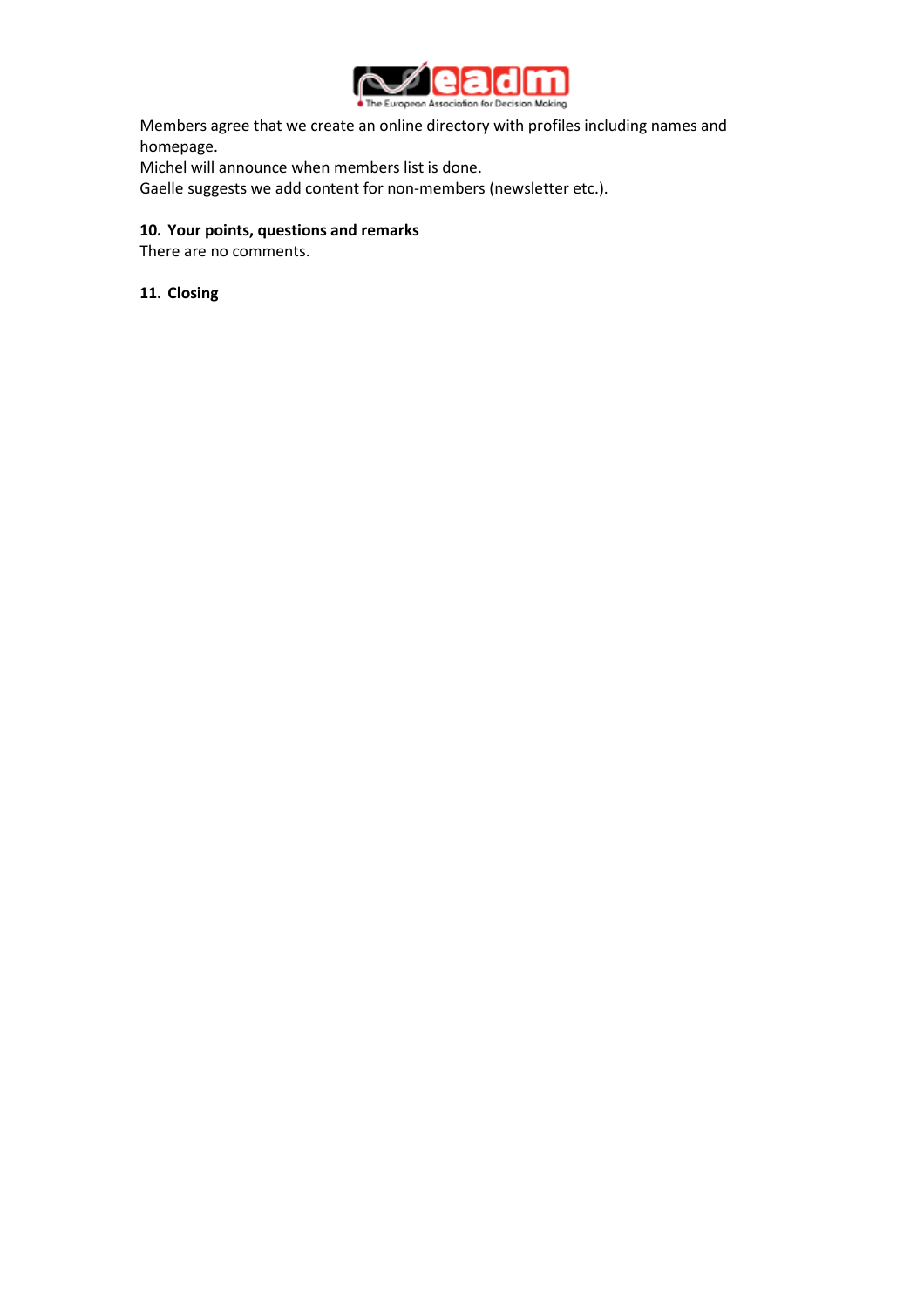Members agree that we create an online directory with profiles including names and homepage.
Michel will announce when members list is done.
Gaelle suggests we add content for non-members (newsletter etc.).

**10. Your points, questions and remarks**

There are no comments.

**11. Closing**